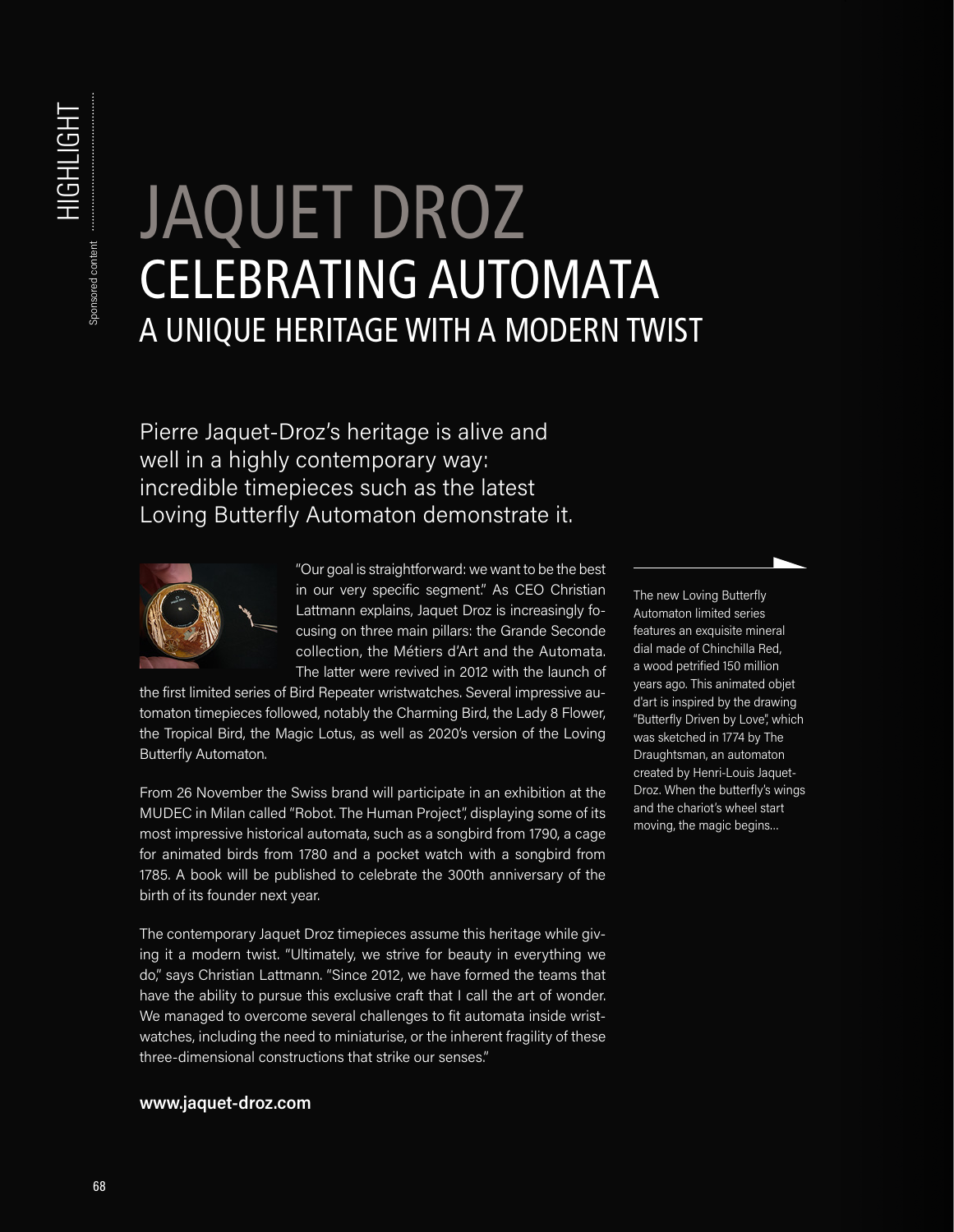# JAQUET DROZ

## CELEBRATING AUTOMATA

### A UNIQUE HERITAGE WITH A MODERN TWIST

Pierre Jaquet-Droz's heritage is alive and well in a highly contemporary way: incredible timepieces such as the latest Loving Butterfly Automaton demonstrate it.

"Our goal is straightforward: we want to be the best in our very specific segment." As CEO Christian Lattmann explains, Jaquet Droz is increasingly focusing on three main pillars: the Grande Seconde collection, the Métiers d'Art and the Automata. The latter were revived in 2012 with the launch of the first limited series of Bird Repeater wristwatches. Several impressive automaton timepieces followed, notably the Charming Bird, the Lady 8 Flower, the Tropical Bird, the Magic Lotus, as well as 2020's version of the Loving Butterfly Automaton.

From 26 November the Swiss brand will participate in an exhibition at the MUDEC in Milan called "Robot. The Human Project", displaying some of its most impressive historical automata, such as a songbird from 1790, a cage for animated birds from 1780 and a pocket watch with a songbird from 1785. A book will be published to celebrate the 300th anniversary of the birth of its founder next year.

The contemporary Jaquet Droz timepieces assume this heritage while giving it a modern twist. "Ultimately, we strive for beauty in everything we do," says Christian Lattmann. "Since 2012, we have formed the teams that have the ability to pursue this exclusive craft that I call the art of wonder. We managed to overcome several challenges to fit automata inside wristwatches, including the need to miniaturise, or the inherent fragility of these three-dimensional constructions that strike our senses."

**www.jaquet-droz.com**

The new Loving Butterfly Automaton limited series features an exquisite mineral dial made of Chinchilla Red, a wood petrified 150 million years ago. This animated objet d'art is inspired by the drawing "Butterfly Driven by Love", which was sketched in 1774 by The Draughtsman, an automaton created by Henri-Louis Jaquet-Droz. When the butterfly's wings and the chariot's wheel start moving, the magic begins...